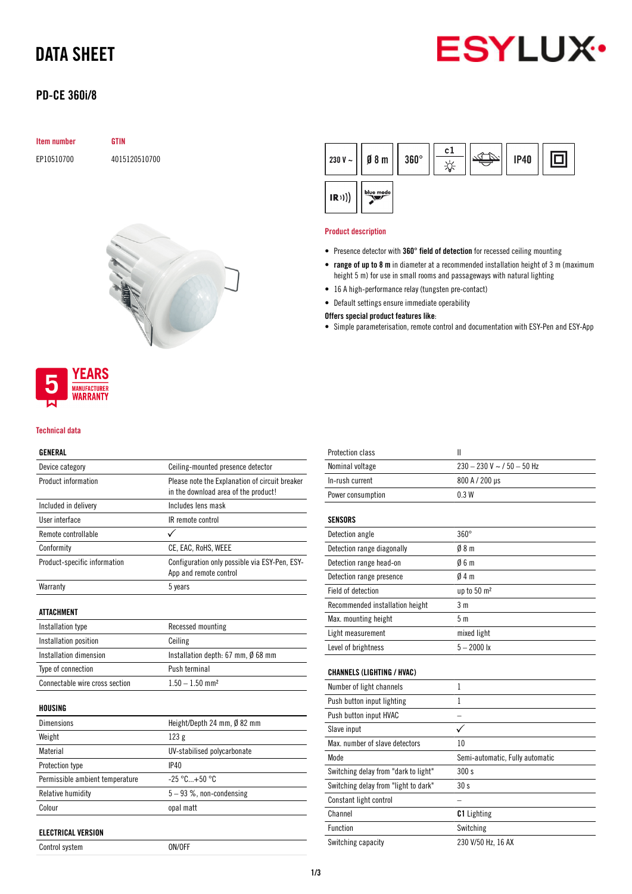# DATA SHEET

## PD-CE 360i/8

| Item number | GTIN |
| --- | --- |
| EP10510700 | 4015120510700 |

230 V ~ | Ø 8 m | 360° | c1 | IP40 | IR | blue mode

5 YEARS MANUFACTURER WARRANTY

### Product description

- Presence detector with **360° field of detection** for recessed ceiling mounting
- **range of up to 8 m** in diameter at a recommended installation height of 3 m (maximum height 5 m) for use in small rooms and passageways with natural lighting
- 16 A high-performance relay (tungsten pre-contact)
- Default settings ensure immediate operability

**Offers special product features like:**

- Simple parameterisation, remote control and documentation with ESY-Pen and ESY-App

### Technical data

| GENERAL | |
| --- | --- |
| Device category | Ceiling-mounted presence detector |
| Product information | Please note the Explanation of circuit breaker in the download area of the product! |
| Included in delivery | Includes lens mask |
| User interface | IR remote control |
| Remote controllable | ✓ |
| Conformity | CE, EAC, RoHS, WEEE |
| Product-specific information | Configuration only possible via ESY-Pen, ESY-App and remote control |
| Warranty | 5 years |

| ATTACHMENT | |
| --- | --- |
| Installation type | Recessed mounting |
| Installation position | Ceiling |
| Installation dimension | Installation depth: 67 mm, Ø 68 mm |
| Type of connection | Push terminal |
| Connectable wire cross section | 1.50 – 1.50 mm² |

| HOUSING | |
| --- | --- |
| Dimensions | Height/Depth 24 mm, Ø 82 mm |
| Weight | 123 g |
| Material | UV-stabilised polycarbonate |
| Protection type | IP40 |
| Permissible ambient temperature | -25 °C...+50 °C |
| Relative humidity | 5 – 93 %, non-condensing |
| Colour | opal matt |

| ELECTRICAL VERSION | |
| --- | --- |
| Control system | ON/OFF |
| Protection class | II |
| Nominal voltage | 230 – 230 V ~ / 50 – 50 Hz |
| In-rush current | 800 A / 200 µs |
| Power consumption | 0.3 W |

| SENSORS | |
| --- | --- |
| Detection angle | 360° |
| Detection range diagonally | Ø 8 m |
| Detection range head-on | Ø 6 m |
| Detection range presence | Ø 4 m |
| Field of detection | up to 50 m² |
| Recommended installation height | 3 m |
| Max. mounting height | 5 m |
| Light measurement | mixed light |
| Level of brightness | 5 – 2000 lx |

| CHANNELS (LIGHTING / HVAC) | |
| --- | --- |
| Number of light channels | 1 |
| Push button input lighting | 1 |
| Push button input HVAC | – |
| Slave input | ✓ |
| Max. number of slave detectors | 10 |
| Mode | Semi-automatic, Fully automatic |
| Switching delay from "dark to light" | 300 s |
| Switching delay from "light to dark" | 30 s |
| Constant light control | – |
| Channel | **C1** Lighting |
| Function | Switching |
| Switching capacity | 230 V/50 Hz, 16 AX |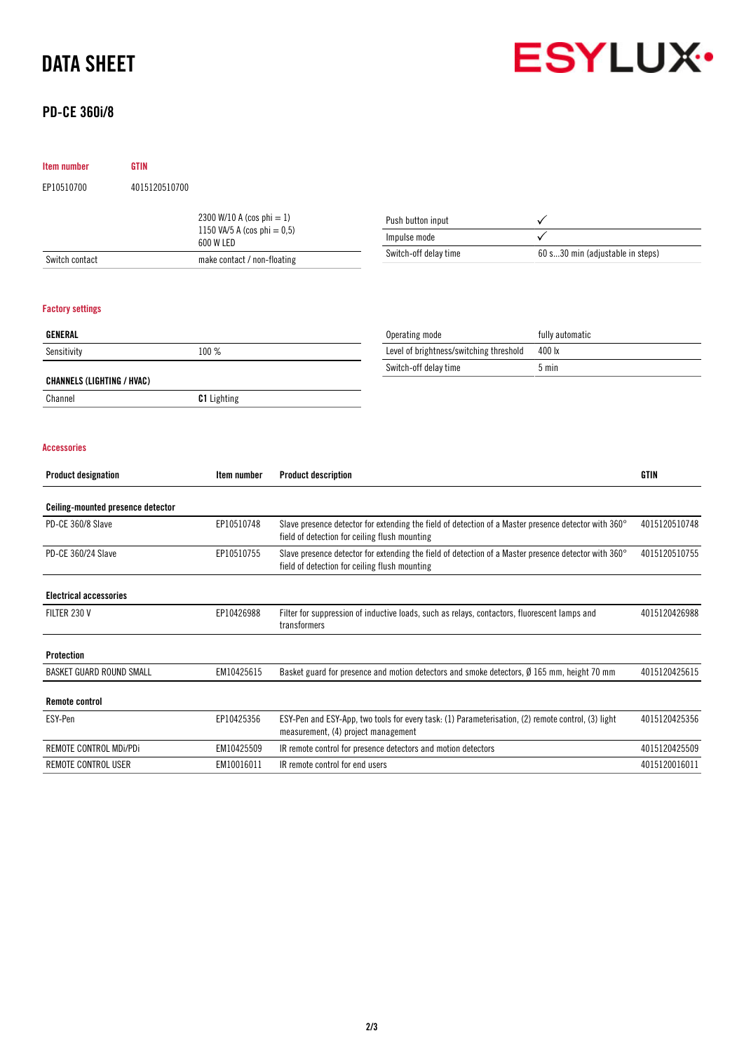# DATA SHEET

## PD-CE 360i/8

| Item number | GTIN |
|---|---|
| EP10510700 | 4015120510700 |

| | |
|---|---|
| | 2300 W/10 A (cos phi = 1)<br>1150 VA/5 A (cos phi = 0,5)<br>600 W LED |
| Switch contact | make contact / non-floating |

| | |
|---|---|
| Push button input | ✓ |
| Impulse mode | ✓ |
| Switch-off delay time | 60 s...30 min (adjustable in steps) |

### Factory settings

| GENERAL | |
|---|---|
| Sensitivity | 100 % |

| CHANNELS (LIGHTING / HVAC) | |
|---|---|
| Channel | **C1** Lighting |

| | |
|---|---|
| Operating mode | fully automatic |
| Level of brightness/switching threshold | 400 lx |
| Switch-off delay time | 5 min |

### Accessories

| Product designation | Item number | Product description | GTIN |
|---|---|---|---|
| **Ceiling-mounted presence detector** | | | |
| PD-CE 360/8 Slave | EP10510748 | Slave presence detector for extending the field of detection of a Master presence detector with 360° field of detection for ceiling flush mounting | 4015120510748 |
| PD-CE 360/24 Slave | EP10510755 | Slave presence detector for extending the field of detection of a Master presence detector with 360° field of detection for ceiling flush mounting | 4015120510755 |
| **Electrical accessories** | | | |
| FILTER 230 V | EP10426988 | Filter for suppression of inductive loads, such as relays, contactors, fluorescent lamps and transformers | 4015120426988 |
| **Protection** | | | |
| BASKET GUARD ROUND SMALL | EM10425615 | Basket guard for presence and motion detectors and smoke detectors, Ø 165 mm, height 70 mm | 4015120425615 |
| **Remote control** | | | |
| ESY-Pen | EP10425356 | ESY-Pen and ESY-App, two tools for every task: (1) Parameterisation, (2) remote control, (3) light measurement, (4) project management | 4015120425356 |
| REMOTE CONTROL MDi/PDi | EM10425509 | IR remote control for presence detectors and motion detectors | 4015120425509 |
| REMOTE CONTROL USER | EM10016011 | IR remote control for end users | 4015120016011 |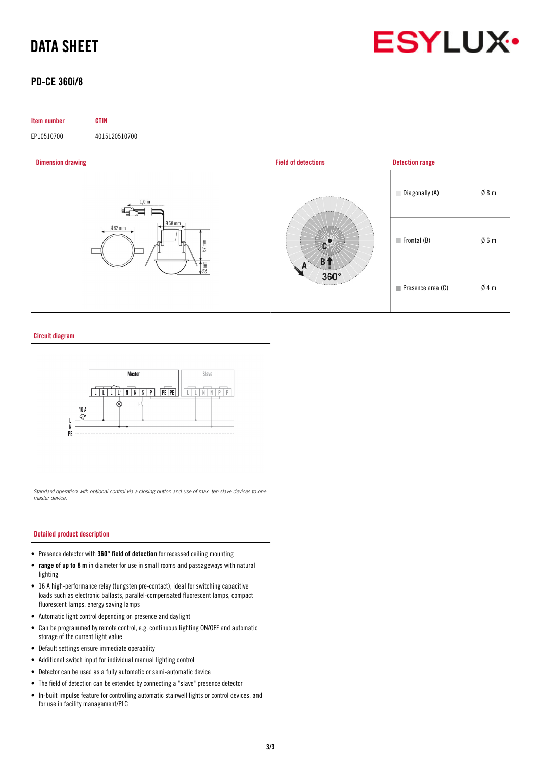# DATA SHEET

## PD-CE 360i/8

| Item number | GTIN |
| --- | --- |
| EP10510700 | 4015120510700 |

### Dimension drawing

1,0 m

Ø 82 mm

Ø 68 mm

67 mm

32 mm

### Field of detections

A

B

C

360°

### Detection range

| | |
| --- | --- |
| Diagonally (A) | Ø 8 m |
| Frontal (B) | Ø 6 m |
| Presence area (C) | Ø 4 m |

### Circuit diagram

Master

Slave

L L L L' N N S P PE PE

L L N N P P

10 A

L

N

PE

*Standard operation with optional control via a closing button and use of max. ten slave devices to one master device.*

### Detailed product description

- Presence detector with **360° field of detection** for recessed ceiling mounting
- **range of up to 8 m** in diameter for use in small rooms and passageways with natural lighting
- 16 A high-performance relay (tungsten pre-contact), ideal for switching capacitive loads such as electronic ballasts, parallel-compensated fluorescent lamps, compact fluorescent lamps, energy saving lamps
- Automatic light control depending on presence and daylight
- Can be programmed by remote control, e.g. continuous lighting ON/OFF and automatic storage of the current light value
- Default settings ensure immediate operability
- Additional switch input for individual manual lighting control
- Detector can be used as a fully automatic or semi-automatic device
- The field of detection can be extended by connecting a "slave" presence detector
- In-built impulse feature for controlling automatic stairwell lights or control devices, and for use in facility management/PLC